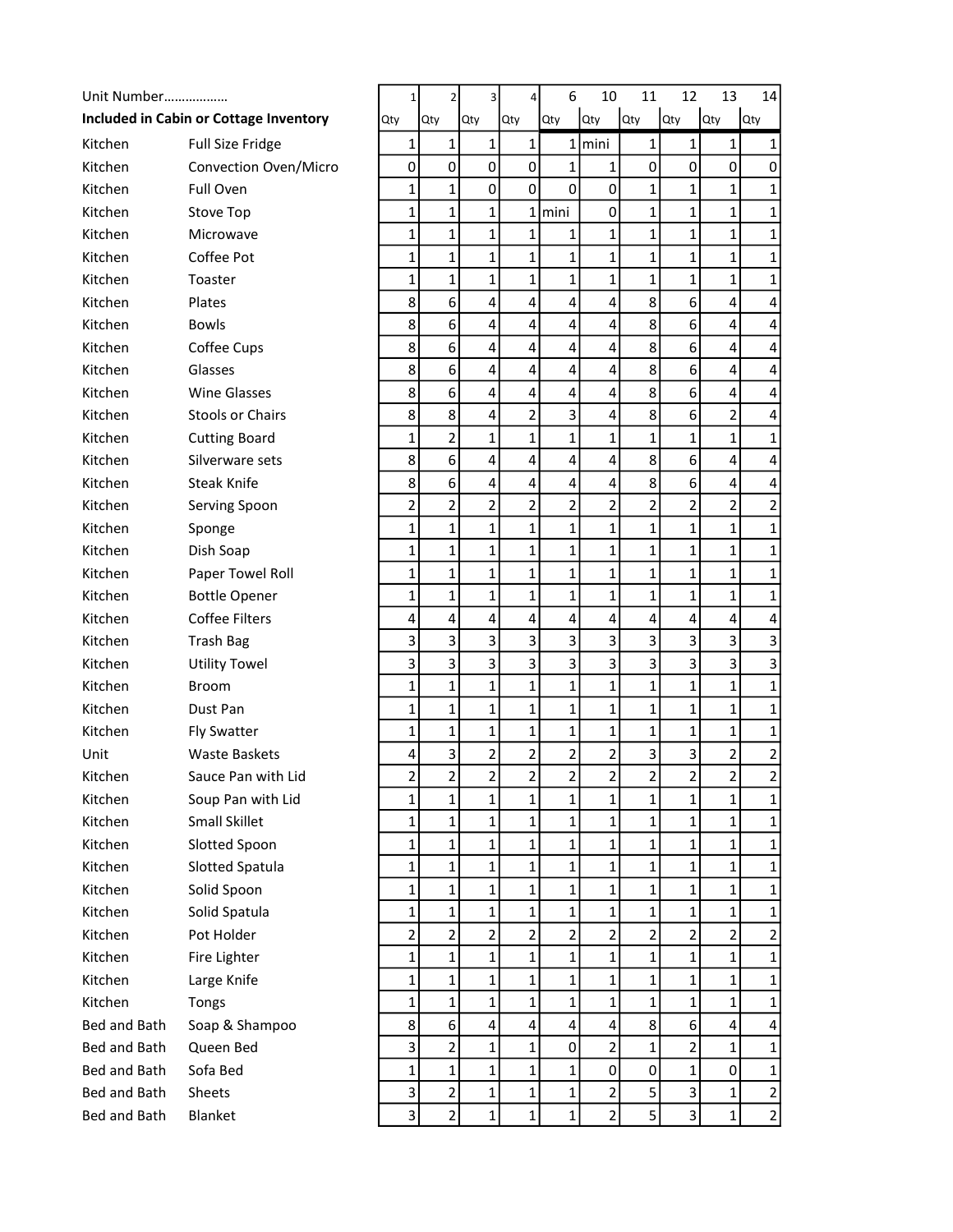| Unit Number……………… | | 1 | 2 | 3 | 4 | 6 | 10 | 11 | 12 | 13 | 14 |
|---|---|---|---|---|---|---|---|---|---|---|---|
| **Included in Cabin or Cottage Inventory** | | Qty | Qty | Qty | Qty | Qty | Qty | Qty | Qty | Qty | Qty |
| Kitchen | Full Size Fridge | 1 | 1 | 1 | 1 | 1 | mini | 1 | 1 | 1 | 1 |
| Kitchen | Convection Oven/Micro | 0 | 0 | 0 | 0 | 1 | 1 | 0 | 0 | 0 | 0 |
| Kitchen | Full Oven | 1 | 1 | 0 | 0 | 0 | 0 | 1 | 1 | 1 | 1 |
| Kitchen | Stove Top | 1 | 1 | 1 | 1 | mini | 0 | 1 | 1 | 1 | 1 |
| Kitchen | Microwave | 1 | 1 | 1 | 1 | 1 | 1 | 1 | 1 | 1 | 1 |
| Kitchen | Coffee Pot | 1 | 1 | 1 | 1 | 1 | 1 | 1 | 1 | 1 | 1 |
| Kitchen | Toaster | 1 | 1 | 1 | 1 | 1 | 1 | 1 | 1 | 1 | 1 |
| Kitchen | Plates | 8 | 6 | 4 | 4 | 4 | 4 | 8 | 6 | 4 | 4 |
| Kitchen | Bowls | 8 | 6 | 4 | 4 | 4 | 4 | 8 | 6 | 4 | 4 |
| Kitchen | Coffee Cups | 8 | 6 | 4 | 4 | 4 | 4 | 8 | 6 | 4 | 4 |
| Kitchen | Glasses | 8 | 6 | 4 | 4 | 4 | 4 | 8 | 6 | 4 | 4 |
| Kitchen | Wine Glasses | 8 | 6 | 4 | 4 | 4 | 4 | 8 | 6 | 4 | 4 |
| Kitchen | Stools or Chairs | 8 | 8 | 4 | 2 | 3 | 4 | 8 | 6 | 2 | 4 |
| Kitchen | Cutting Board | 1 | 2 | 1 | 1 | 1 | 1 | 1 | 1 | 1 | 1 |
| Kitchen | Silverware sets | 8 | 6 | 4 | 4 | 4 | 4 | 8 | 6 | 4 | 4 |
| Kitchen | Steak Knife | 8 | 6 | 4 | 4 | 4 | 4 | 8 | 6 | 4 | 4 |
| Kitchen | Serving Spoon | 2 | 2 | 2 | 2 | 2 | 2 | 2 | 2 | 2 | 2 |
| Kitchen | Sponge | 1 | 1 | 1 | 1 | 1 | 1 | 1 | 1 | 1 | 1 |
| Kitchen | Dish Soap | 1 | 1 | 1 | 1 | 1 | 1 | 1 | 1 | 1 | 1 |
| Kitchen | Paper Towel Roll | 1 | 1 | 1 | 1 | 1 | 1 | 1 | 1 | 1 | 1 |
| Kitchen | Bottle Opener | 1 | 1 | 1 | 1 | 1 | 1 | 1 | 1 | 1 | 1 |
| Kitchen | Coffee Filters | 4 | 4 | 4 | 4 | 4 | 4 | 4 | 4 | 4 | 4 |
| Kitchen | Trash Bag | 3 | 3 | 3 | 3 | 3 | 3 | 3 | 3 | 3 | 3 |
| Kitchen | Utility Towel | 3 | 3 | 3 | 3 | 3 | 3 | 3 | 3 | 3 | 3 |
| Kitchen | Broom | 1 | 1 | 1 | 1 | 1 | 1 | 1 | 1 | 1 | 1 |
| Kitchen | Dust Pan | 1 | 1 | 1 | 1 | 1 | 1 | 1 | 1 | 1 | 1 |
| Kitchen | Fly Swatter | 1 | 1 | 1 | 1 | 1 | 1 | 1 | 1 | 1 | 1 |
| Unit | Waste Baskets | 4 | 3 | 2 | 2 | 2 | 2 | 3 | 3 | 2 | 2 |
| Kitchen | Sauce Pan with Lid | 2 | 2 | 2 | 2 | 2 | 2 | 2 | 2 | 2 | 2 |
| Kitchen | Soup Pan with Lid | 1 | 1 | 1 | 1 | 1 | 1 | 1 | 1 | 1 | 1 |
| Kitchen | Small Skillet | 1 | 1 | 1 | 1 | 1 | 1 | 1 | 1 | 1 | 1 |
| Kitchen | Slotted Spoon | 1 | 1 | 1 | 1 | 1 | 1 | 1 | 1 | 1 | 1 |
| Kitchen | Slotted Spatula | 1 | 1 | 1 | 1 | 1 | 1 | 1 | 1 | 1 | 1 |
| Kitchen | Solid Spoon | 1 | 1 | 1 | 1 | 1 | 1 | 1 | 1 | 1 | 1 |
| Kitchen | Solid Spatula | 1 | 1 | 1 | 1 | 1 | 1 | 1 | 1 | 1 | 1 |
| Kitchen | Pot Holder | 2 | 2 | 2 | 2 | 2 | 2 | 2 | 2 | 2 | 2 |
| Kitchen | Fire Lighter | 1 | 1 | 1 | 1 | 1 | 1 | 1 | 1 | 1 | 1 |
| Kitchen | Large Knife | 1 | 1 | 1 | 1 | 1 | 1 | 1 | 1 | 1 | 1 |
| Kitchen | Tongs | 1 | 1 | 1 | 1 | 1 | 1 | 1 | 1 | 1 | 1 |
| Bed and Bath | Soap & Shampoo | 8 | 6 | 4 | 4 | 4 | 4 | 8 | 6 | 4 | 4 |
| Bed and Bath | Queen Bed | 3 | 2 | 1 | 1 | 0 | 2 | 1 | 2 | 1 | 1 |
| Bed and Bath | Sofa Bed | 1 | 1 | 1 | 1 | 1 | 0 | 0 | 1 | 0 | 1 |
| Bed and Bath | Sheets | 3 | 2 | 1 | 1 | 1 | 2 | 5 | 3 | 1 | 2 |
| Bed and Bath | Blanket | 3 | 2 | 1 | 1 | 1 | 2 | 5 | 3 | 1 | 2 |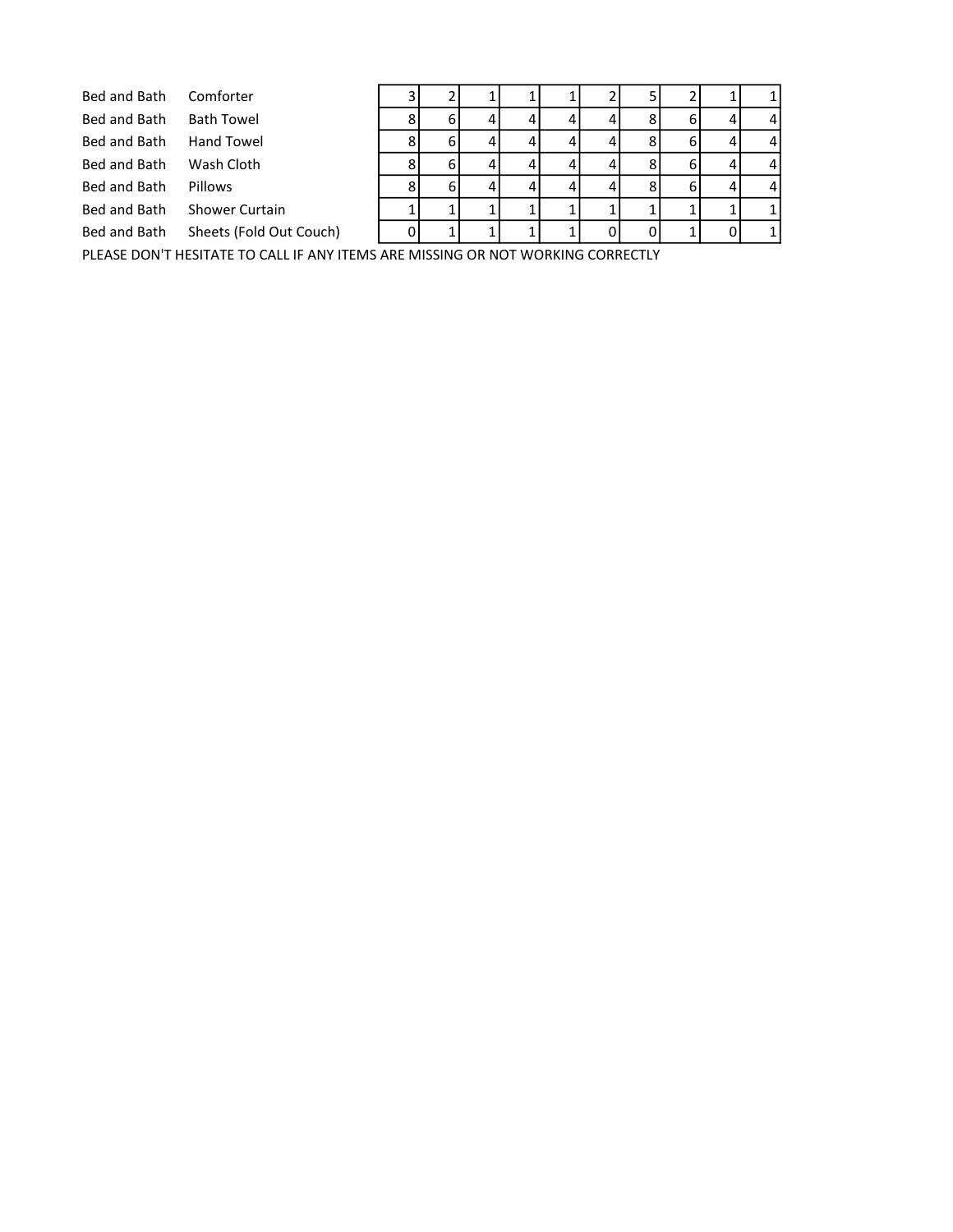| | | | | | | | | | | | |
|---|---|---|---|---|---|---|---|---|---|---|---|
| Bed and Bath | Comforter | 3 | 2 | 1 | 1 | 1 | 2 | 5 | 2 | 1 | 1 |
| Bed and Bath | Bath Towel | 8 | 6 | 4 | 4 | 4 | 4 | 8 | 6 | 4 | 4 |
| Bed and Bath | Hand Towel | 8 | 6 | 4 | 4 | 4 | 4 | 8 | 6 | 4 | 4 |
| Bed and Bath | Wash Cloth | 8 | 6 | 4 | 4 | 4 | 4 | 8 | 6 | 4 | 4 |
| Bed and Bath | Pillows | 8 | 6 | 4 | 4 | 4 | 4 | 8 | 6 | 4 | 4 |
| Bed and Bath | Shower Curtain | 1 | 1 | 1 | 1 | 1 | 1 | 1 | 1 | 1 | 1 |
| Bed and Bath | Sheets (Fold Out Couch) | 0 | 1 | 1 | 1 | 1 | 0 | 0 | 1 | 0 | 1 |

PLEASE DON'T HESITATE TO CALL IF ANY ITEMS ARE MISSING OR NOT WORKING CORRECTLY